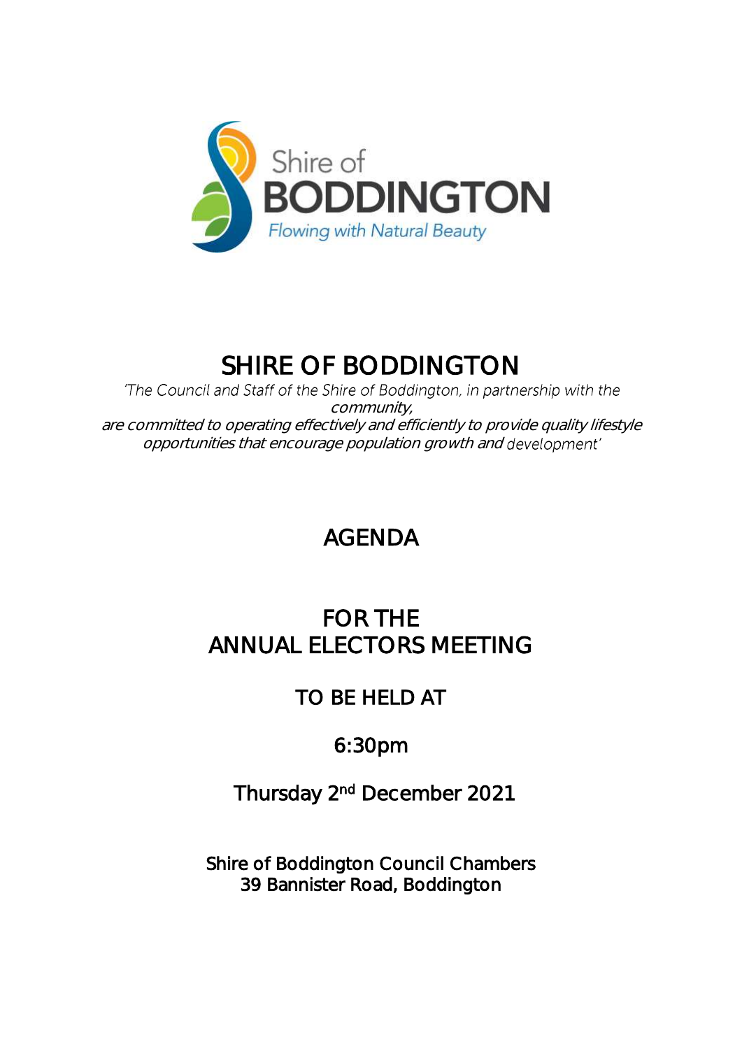Shire of
BODDINGTON
Flowing with Natural Beauty

# SHIRE OF BODDINGTON

*'The Council and Staff of the Shire of Boddington, in partnership with the community,*
*are committed to operating effectively and efficiently to provide quality lifestyle opportunities that encourage population growth and development'*

## AGENDA

## FOR THE ANNUAL ELECTORS MEETING

### TO BE HELD AT

### 6:30pm

### Thursday 2nd December 2021

Shire of Boddington Council Chambers
39 Bannister Road, Boddington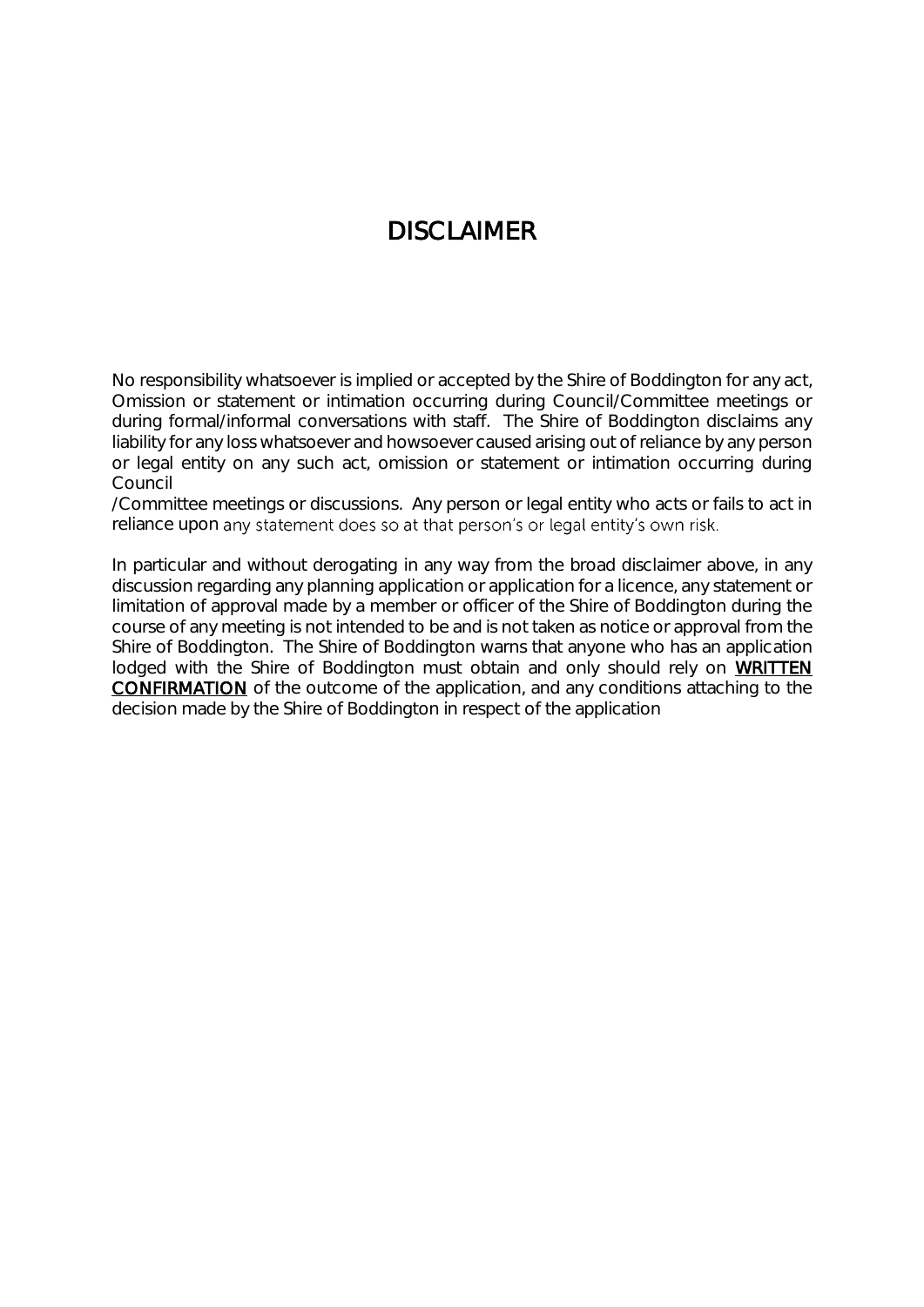# DISCLAIMER

No responsibility whatsoever is implied or accepted by the Shire of Boddington for any act, Omission or statement or intimation occurring during Council/Committee meetings or during formal/informal conversations with staff. The Shire of Boddington disclaims any liability for any loss whatsoever and howsoever caused arising out of reliance by any person or legal entity on any such act, omission or statement or intimation occurring during Council /Committee meetings or discussions. Any person or legal entity who acts or fails to act in reliance upon any statement does so at that person's or legal entity's own risk.

In particular and without derogating in any way from the broad disclaimer above, in any discussion regarding any planning application or application for a licence, any statement or limitation of approval made by a member or officer of the Shire of Boddington during the course of any meeting is not intended to be and is not taken as notice or approval from the Shire of Boddington. The Shire of Boddington warns that anyone who has an application lodged with the Shire of Boddington must obtain and only should rely on **WRITTEN CONFIRMATION** of the outcome of the application, and any conditions attaching to the decision made by the Shire of Boddington in respect of the application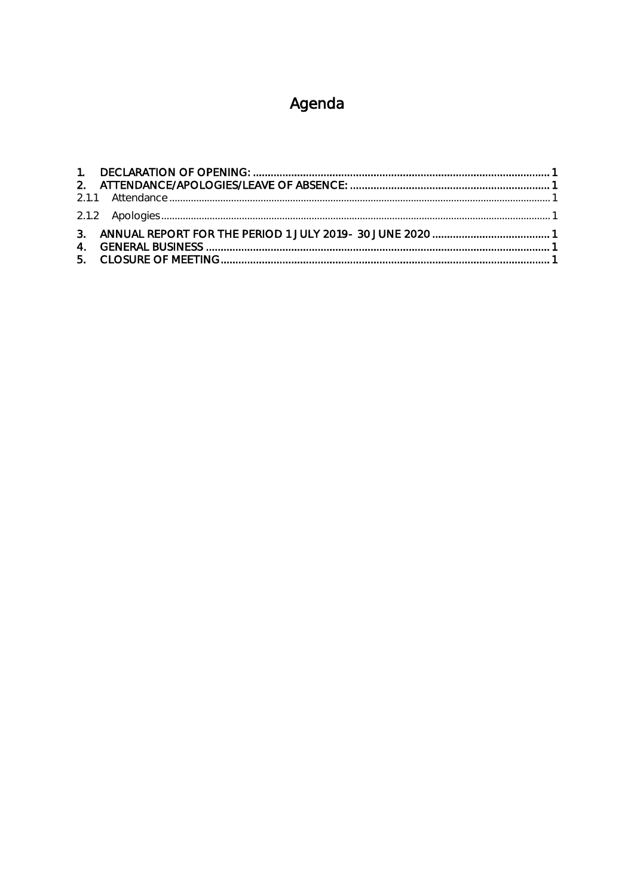# Agenda

1. DECLARATION OF OPENING: ........................................................................................................ 1
2. ATTENDANCE/APOLOGIES/LEAVE OF ABSENCE: ........................................................................ 1
   - 2.1.1 Attendance ........................................................................................................................................ 1
   - 2.1.2 Apologies .......................................................................................................................................... 1
3. ANNUAL REPORT FOR THE PERIOD 1 JULY 2019- 30 JUNE 2020 ........................................ 1
4. GENERAL BUSINESS ..................................................................................................................... 1
5. CLOSURE OF MEETING .................................................................................................................. 1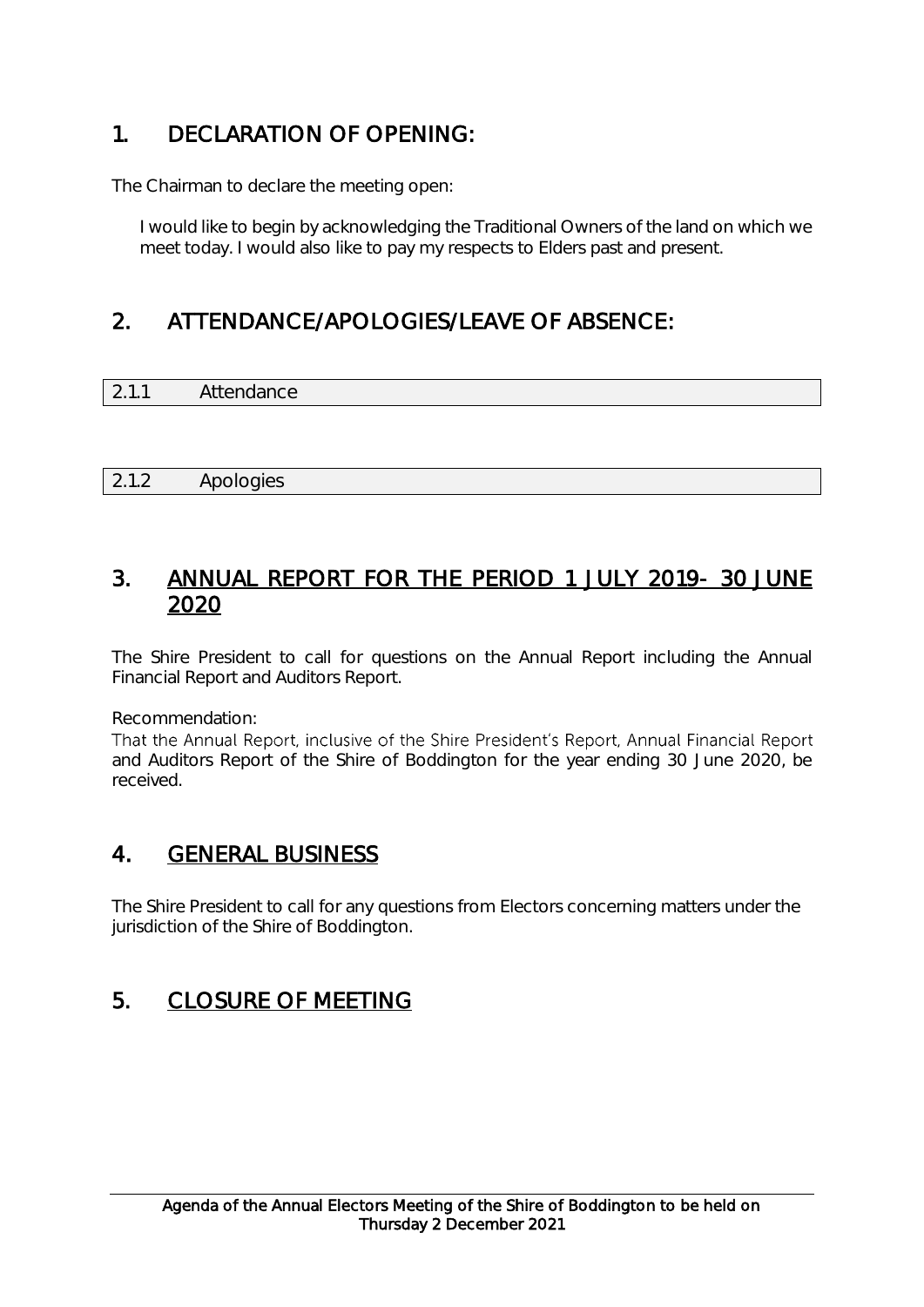# 1. DECLARATION OF OPENING:

The Chairman to declare the meeting open:

> I would like to begin by acknowledging the Traditional Owners of the land on which we meet today. I would also like to pay my respects to Elders past and present.

# 2. ATTENDANCE/APOLOGIES/LEAVE OF ABSENCE:

### 2.1.1 Attendance

### 2.1.2 Apologies

# 3. ANNUAL REPORT FOR THE PERIOD 1 JULY 2019- 30 JUNE 2020

The Shire President to call for questions on the Annual Report including the Annual Financial Report and Auditors Report.

Recommendation:

That the Annual Report, inclusive of the Shire President's Report, Annual Financial Report and Auditors Report of the Shire of Boddington for the year ending 30 June 2020, be received.

# 4. GENERAL BUSINESS

The Shire President to call for any questions from Electors concerning matters under the jurisdiction of the Shire of Boddington.

# 5. CLOSURE OF MEETING